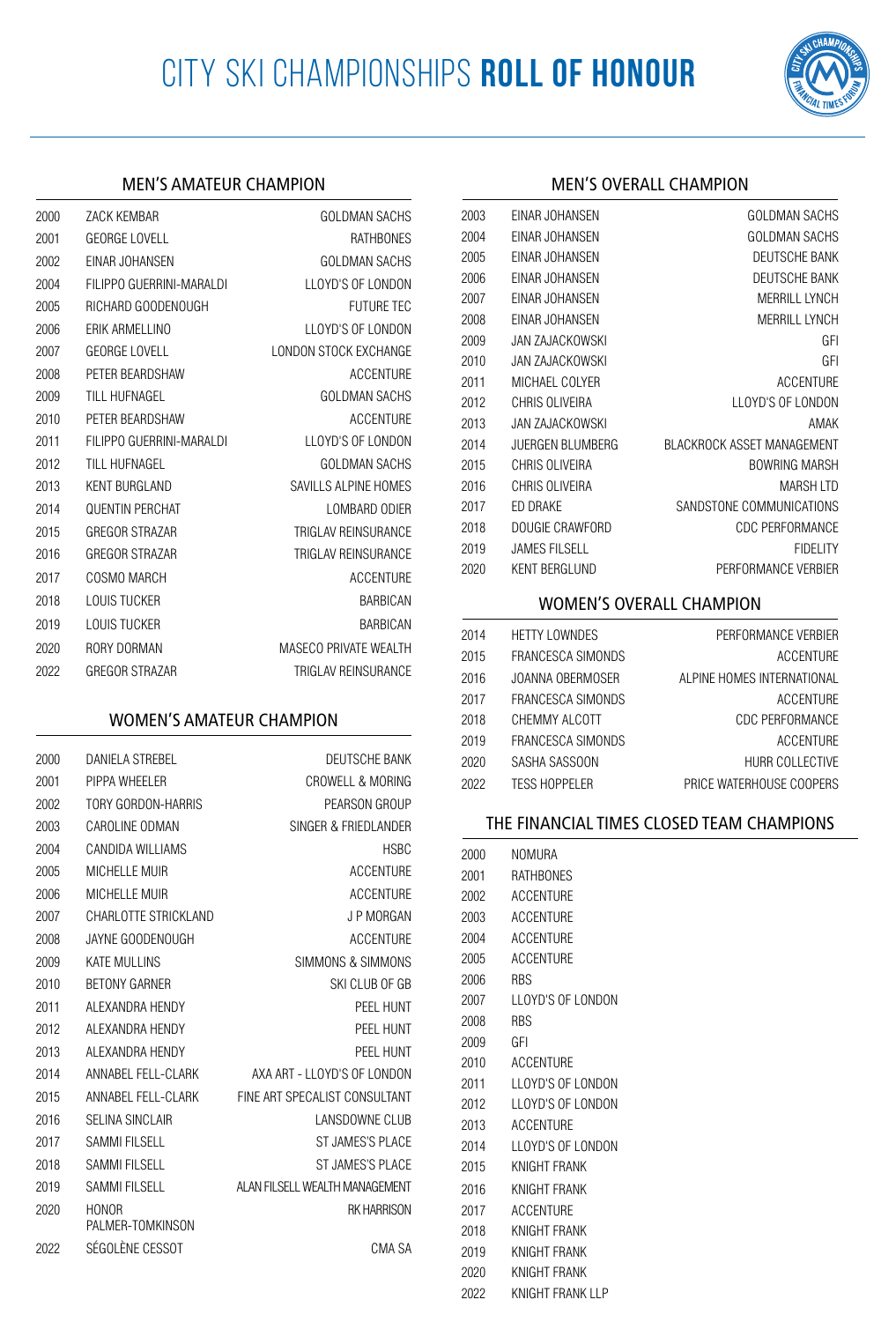# CITY SKI CHAMPIONSHIPS **ROLL OF HONOUR**

## MEN'S AMATEUR CHAMPION

| | | |
|---|---|---|
| 2000 | ZACK KEMBAR | GOLDMAN SACHS |
| 2001 | GEORGE LOVELL | RATHBONES |
| 2002 | EINAR JOHANSEN | GOLDMAN SACHS |
| 2004 | FILIPPO GUERRINI-MARALDI | LLOYD'S OF LONDON |
| 2005 | RICHARD GOODENOUGH | FUTURE TEC |
| 2006 | ERIK ARMELLINO | LLOYD'S OF LONDON |
| 2007 | GEORGE LOVELL | LONDON STOCK EXCHANGE |
| 2008 | PETER BEARDSHAW | ACCENTURE |
| 2009 | TILL HUFNAGEL | GOLDMAN SACHS |
| 2010 | PETER BEARDSHAW | ACCENTURE |
| 2011 | FILIPPO GUERRINI-MARALDI | LLOYD'S OF LONDON |
| 2012 | TILL HUFNAGEL | GOLDMAN SACHS |
| 2013 | KENT BURGLAND | SAVILLS ALPINE HOMES |
| 2014 | QUENTIN PERCHAT | LOMBARD ODIER |
| 2015 | GREGOR STRAZAR | TRIGLAV REINSURANCE |
| 2016 | GREGOR STRAZAR | TRIGLAV REINSURANCE |
| 2017 | COSMO MARCH | ACCENTURE |
| 2018 | LOUIS TUCKER | BARBICAN |
| 2019 | LOUIS TUCKER | BARBICAN |
| 2020 | RORY DORMAN | MASECO PRIVATE WEALTH |
| 2022 | GREGOR STRAZAR | TRIGLAV REINSURANCE |

## WOMEN'S AMATEUR CHAMPION

| | | |
|---|---|---|
| 2000 | DANIELA STREBEL | DEUTSCHE BANK |
| 2001 | PIPPA WHEELER | CROWELL & MORING |
| 2002 | TORY GORDON-HARRIS | PEARSON GROUP |
| 2003 | CAROLINE ODMAN | SINGER & FRIEDLANDER |
| 2004 | CANDIDA WILLIAMS | HSBC |
| 2005 | MICHELLE MUIR | ACCENTURE |
| 2006 | MICHELLE MUIR | ACCENTURE |
| 2007 | CHARLOTTE STRICKLAND | J P MORGAN |
| 2008 | JAYNE GOODENOUGH | ACCENTURE |
| 2009 | KATE MULLINS | SIMMONS & SIMMONS |
| 2010 | BETONY GARNER | SKI CLUB OF GB |
| 2011 | ALEXANDRA HENDY | PEEL HUNT |
| 2012 | ALEXANDRA HENDY | PEEL HUNT |
| 2013 | ALEXANDRA HENDY | PEEL HUNT |
| 2014 | ANNABEL FELL-CLARK | AXA ART - LLOYD'S OF LONDON |
| 2015 | ANNABEL FELL-CLARK | FINE ART SPECALIST CONSULTANT |
| 2016 | SELINA SINCLAIR | LANSDOWNE CLUB |
| 2017 | SAMMI FILSELL | ST JAMES'S PLACE |
| 2018 | SAMMI FILSELL | ST JAMES'S PLACE |
| 2019 | SAMMI FILSELL | ALAN FILSELL WEALTH MANAGEMENT |
| 2020 | HONOR PALMER-TOMKINSON | RK HARRISON |
| 2022 | SÉGOLÈNE CESSOT | CMA SA |

## MEN'S OVERALL CHAMPION

| | | |
|---|---|---|
| 2003 | EINAR JOHANSEN | GOLDMAN SACHS |
| 2004 | EINAR JOHANSEN | GOLDMAN SACHS |
| 2005 | EINAR JOHANSEN | DEUTSCHE BANK |
| 2006 | EINAR JOHANSEN | DEUTSCHE BANK |
| 2007 | EINAR JOHANSEN | MERRILL LYNCH |
| 2008 | EINAR JOHANSEN | MERRILL LYNCH |
| 2009 | JAN ZAJACKOWSKI | GFI |
| 2010 | JAN ZAJACKOWSKI | GFI |
| 2011 | MICHAEL COLYER | ACCENTURE |
| 2012 | CHRIS OLIVEIRA | LLOYD'S OF LONDON |
| 2013 | JAN ZAJACKOWSKI | AMAK |
| 2014 | JUERGEN BLUMBERG | BLACKROCK ASSET MANAGEMENT |
| 2015 | CHRIS OLIVEIRA | BOWRING MARSH |
| 2016 | CHRIS OLIVEIRA | MARSH LTD |
| 2017 | ED DRAKE | SANDSTONE COMMUNICATIONS |
| 2018 | DOUGIE CRAWFORD | CDC PERFORMANCE |
| 2019 | JAMES FILSELL | FIDELITY |
| 2020 | KENT BERGLUND | PERFORMANCE VERBIER |

## WOMEN'S OVERALL CHAMPION

| | | |
|---|---|---|
| 2014 | HETTY LOWNDES | PERFORMANCE VERBIER |
| 2015 | FRANCESCA SIMONDS | ACCENTURE |
| 2016 | JOANNA OBERMOSER | ALPINE HOMES INTERNATIONAL |
| 2017 | FRANCESCA SIMONDS | ACCENTURE |
| 2018 | CHEMMY ALCOTT | CDC PERFORMANCE |
| 2019 | FRANCESCA SIMONDS | ACCENTURE |
| 2020 | SASHA SASSOON | HURR COLLECTIVE |
| 2022 | TESS HOPPELER | PRICE WATERHOUSE COOPERS |

## THE FINANCIAL TIMES CLOSED TEAM CHAMPIONS

| | |
|---|---|
| 2000 | NOMURA |
| 2001 | RATHBONES |
| 2002 | ACCENTURE |
| 2003 | ACCENTURE |
| 2004 | ACCENTURE |
| 2005 | ACCENTURE |
| 2006 | RBS |
| 2007 | LLOYD'S OF LONDON |
| 2008 | RBS |
| 2009 | GFI |
| 2010 | ACCENTURE |
| 2011 | LLOYD'S OF LONDON |
| 2012 | LLOYD'S OF LONDON |
| 2013 | ACCENTURE |
| 2014 | LLOYD'S OF LONDON |
| 2015 | KNIGHT FRANK |
| 2016 | KNIGHT FRANK |
| 2017 | ACCENTURE |
| 2018 | KNIGHT FRANK |
| 2019 | KNIGHT FRANK |
| 2020 | KNIGHT FRANK |
| 2022 | KNIGHT FRANK LLP |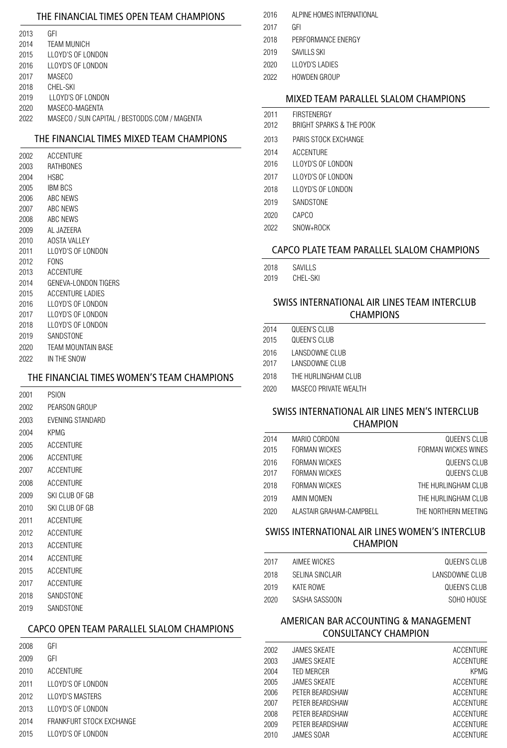## THE FINANCIAL TIMES OPEN TEAM CHAMPIONS

| | |
|---|---|
| 2013 | GFI |
| 2014 | TEAM MUNICH |
| 2015 | LLOYD'S OF LONDON |
| 2016 | LLOYD'S OF LONDON |
| 2017 | MASECO |
| 2018 | CHEL-SKI |
| 2019 | LLOYD'S OF LONDON |
| 2020 | MASECO-MAGENTA |
| 2022 | MASECO / SUN CAPITAL / BESTODDS.COM / MAGENTA |

## THE FINANCIAL TIMES MIXED TEAM CHAMPIONS

| | |
|---|---|
| 2002 | ACCENTURE |
| 2003 | RATHBONES |
| 2004 | HSBC |
| 2005 | IBM BCS |
| 2006 | ABC NEWS |
| 2007 | ABC NEWS |
| 2008 | ABC NEWS |
| 2009 | AL JAZEERA |
| 2010 | AOSTA VALLEY |
| 2011 | LLOYD'S OF LONDON |
| 2012 | FONS |
| 2013 | ACCENTURE |
| 2014 | GENEVA-LONDON TIGERS |
| 2015 | ACCENTURE LADIES |
| 2016 | LLOYD'S OF LONDON |
| 2017 | LLOYD'S OF LONDON |
| 2018 | LLOYD'S OF LONDON |
| 2019 | SANDSTONE |
| 2020 | TEAM MOUNTAIN BASE |
| 2022 | IN THE SNOW |

## THE FINANCIAL TIMES WOMEN'S TEAM CHAMPIONS

| | |
|---|---|
| 2001 | PSION |
| 2002 | PEARSON GROUP |
| 2003 | EVENING STANDARD |
| 2004 | KPMG |
| 2005 | ACCENTURE |
| 2006 | ACCENTURE |
| 2007 | ACCENTURE |
| 2008 | ACCENTURE |
| 2009 | SKI CLUB OF GB |
| 2010 | SKI CLUB OF GB |
| 2011 | ACCENTURE |
| 2012 | ACCENTURE |
| 2013 | ACCENTURE |
| 2014 | ACCENTURE |
| 2015 | ACCENTURE |
| 2017 | ACCENTURE |
| 2018 | SANDSTONE |
| 2019 | SANDSTONE |

## CAPCO OPEN TEAM PARALLEL SLALOM CHAMPIONS

| | |
|---|---|
| 2008 | GFI |
| 2009 | GFI |
| 2010 | ACCENTURE |
| 2011 | LLOYD'S OF LONDON |
| 2012 | LLOYD'S MASTERS |
| 2013 | LLOYD'S OF LONDON |
| 2014 | FRANKFURT STOCK EXCHANGE |
| 2015 | LLOYD'S OF LONDON |
| 2016 | ALPINE HOMES INTERNATIONAL |
| 2017 | GFI |
| 2018 | PERFORMANCE ENERGY |
| 2019 | SAVILLS SKI |
| 2020 | LLOYD'S LADIES |
| 2022 | HOWDEN GROUP |

## MIXED TEAM PARALLEL SLALOM CHAMPIONS

| | |
|---|---|
| 2011 | FIRSTENERGY |
| 2012 | BRIGHT SPARKS & THE POOK |
| 2013 | PARIS STOCK EXCHANGE |
| 2014 | ACCENTURE |
| 2016 | LLOYD'S OF LONDON |
| 2017 | LLOYD'S OF LONDON |
| 2018 | LLOYD'S OF LONDON |
| 2019 | SANDSTONE |
| 2020 | CAPCO |
| 2022 | SNOW+ROCK |

## CAPCO PLATE TEAM PARALLEL SLALOM CHAMPIONS

| | |
|---|---|
| 2018 | SAVILLS |
| 2019 | CHEL-SKI |

## SWISS INTERNATIONAL AIR LINES TEAM INTERCLUB CHAMPIONS

| | |
|---|---|
| 2014 | QUEEN'S CLUB |
| 2015 | QUEEN'S CLUB |
| 2016 | LANSDOWNE CLUB |
| 2017 | LANSDOWNE CLUB |
| 2018 | THE HURLINGHAM CLUB |
| 2020 | MASECO PRIVATE WEALTH |

## SWISS INTERNATIONAL AIR LINES MEN'S INTERCLUB CHAMPION

| | | |
|---|---|---|
| 2014 | MARIO CORDONI | QUEEN'S CLUB |
| 2015 | FORMAN WICKES | FORMAN WICKES WINES |
| 2016 | FORMAN WICKES | QUEEN'S CLUB |
| 2017 | FORMAN WICKES | QUEEN'S CLUB |
| 2018 | FORMAN WICKES | THE HURLINGHAM CLUB |
| 2019 | AMIN MOMEN | THE HURLINGHAM CLUB |
| 2020 | ALASTAIR GRAHAM-CAMPBELL | THE NORTHERN MEETING |

## SWISS INTERNATIONAL AIR LINES WOMEN'S INTERCLUB CHAMPION

| | | |
|---|---|---|
| 2017 | AIMEE WICKES | QUEEN'S CLUB |
| 2018 | SELINA SINCLAIR | LANSDOWNE CLUB |
| 2019 | KATE ROWE | QUEEN'S CLUB |
| 2020 | SASHA SASSOON | SOHO HOUSE |

## AMERICAN BAR ACCOUNTING & MANAGEMENT CONSULTANCY CHAMPION

| | | |
|---|---|---|
| 2002 | JAMES SKEATE | ACCENTURE |
| 2003 | JAMES SKEATE | ACCENTURE |
| 2004 | TED MERCER | KPMG |
| 2005 | JAMES SKEATE | ACCENTURE |
| 2006 | PETER BEARDSHAW | ACCENTURE |
| 2007 | PETER BEARDSHAW | ACCENTURE |
| 2008 | PETER BEARDSHAW | ACCENTURE |
| 2009 | PETER BEARDSHAW | ACCENTURE |
| 2010 | JAMES SOAR | ACCENTURE |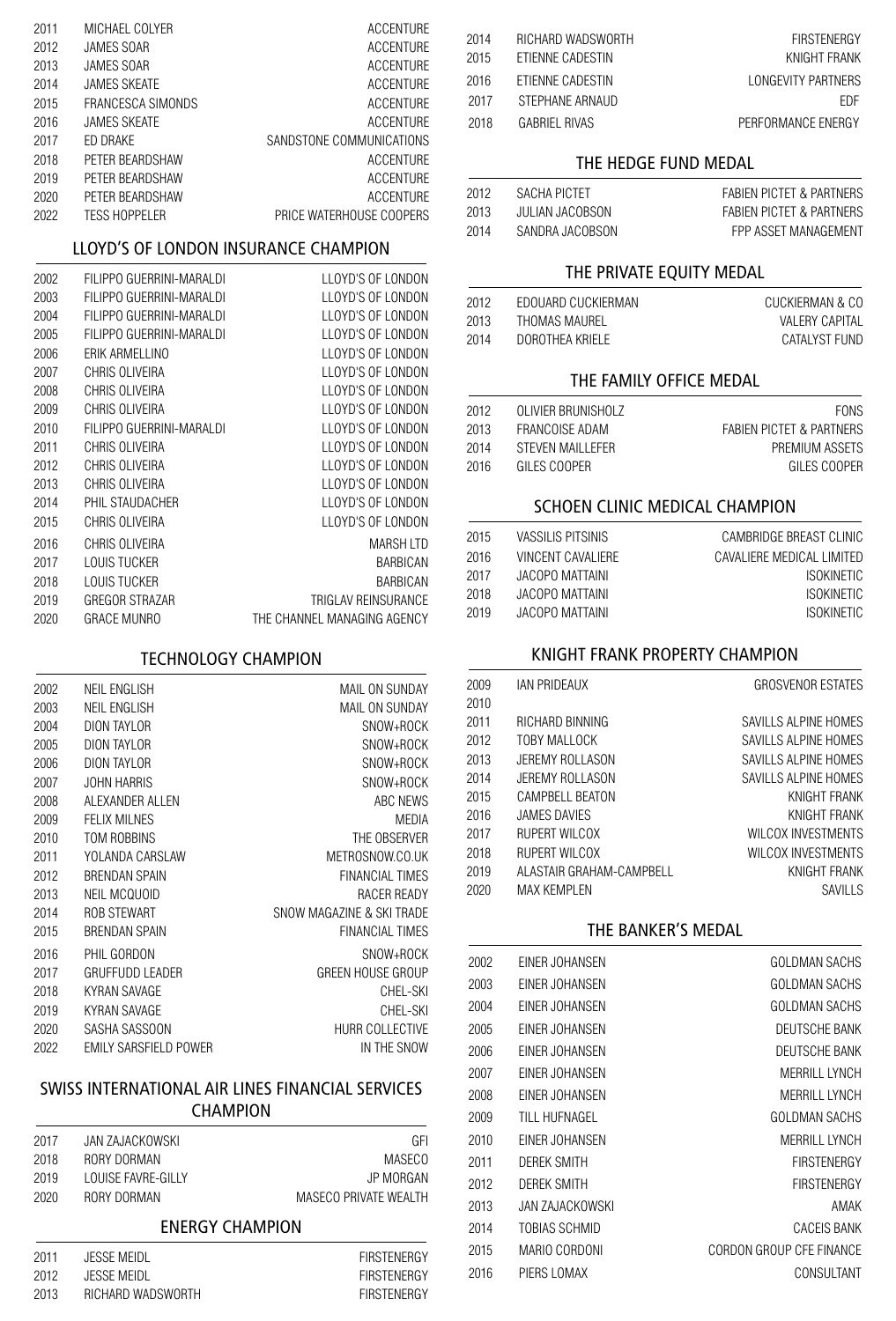| | | |
|---|---|---|
| 2011 | MICHAEL COLYER | ACCENTURE |
| 2012 | JAMES SOAR | ACCENTURE |
| 2013 | JAMES SOAR | ACCENTURE |
| 2014 | JAMES SKEATE | ACCENTURE |
| 2015 | FRANCESCA SIMONDS | ACCENTURE |
| 2016 | JAMES SKEATE | ACCENTURE |
| 2017 | ED DRAKE | SANDSTONE COMMUNICATIONS |
| 2018 | PETER BEARDSHAW | ACCENTURE |
| 2019 | PETER BEARDSHAW | ACCENTURE |
| 2020 | PETER BEARDSHAW | ACCENTURE |
| 2022 | TESS HOPPELER | PRICE WATERHOUSE COOPERS |

## LLOYD'S OF LONDON INSURANCE CHAMPION

| | | |
|---|---|---|
| 2002 | FILIPPO GUERRINI-MARALDI | LLOYD'S OF LONDON |
| 2003 | FILIPPO GUERRINI-MARALDI | LLOYD'S OF LONDON |
| 2004 | FILIPPO GUERRINI-MARALDI | LLOYD'S OF LONDON |
| 2005 | FILIPPO GUERRINI-MARALDI | LLOYD'S OF LONDON |
| 2006 | ERIK ARMELLINO | LLOYD'S OF LONDON |
| 2007 | CHRIS OLIVEIRA | LLOYD'S OF LONDON |
| 2008 | CHRIS OLIVEIRA | LLOYD'S OF LONDON |
| 2009 | CHRIS OLIVEIRA | LLOYD'S OF LONDON |
| 2010 | FILIPPO GUERRINI-MARALDI | LLOYD'S OF LONDON |
| 2011 | CHRIS OLIVEIRA | LLOYD'S OF LONDON |
| 2012 | CHRIS OLIVEIRA | LLOYD'S OF LONDON |
| 2013 | CHRIS OLIVEIRA | LLOYD'S OF LONDON |
| 2014 | PHIL STAUDACHER | LLOYD'S OF LONDON |
| 2015 | CHRIS OLIVEIRA | LLOYD'S OF LONDON |
| 2016 | CHRIS OLIVEIRA | MARSH LTD |
| 2017 | LOUIS TUCKER | BARBICAN |
| 2018 | LOUIS TUCKER | BARBICAN |
| 2019 | GREGOR STRAZAR | TRIGLAV REINSURANCE |
| 2020 | GRACE MUNRO | THE CHANNEL MANAGING AGENCY |

## TECHNOLOGY CHAMPION

| | | |
|---|---|---|
| 2002 | NEIL ENGLISH | MAIL ON SUNDAY |
| 2003 | NEIL ENGLISH | MAIL ON SUNDAY |
| 2004 | DION TAYLOR | SNOW+ROCK |
| 2005 | DION TAYLOR | SNOW+ROCK |
| 2006 | DION TAYLOR | SNOW+ROCK |
| 2007 | JOHN HARRIS | SNOW+ROCK |
| 2008 | ALEXANDER ALLEN | ABC NEWS |
| 2009 | FELIX MILNES | MEDIA |
| 2010 | TOM ROBBINS | THE OBSERVER |
| 2011 | YOLANDA CARSLAW | METROSNOW.CO.UK |
| 2012 | BRENDAN SPAIN | FINANCIAL TIMES |
| 2013 | NEIL MCQUOID | RACER READY |
| 2014 | ROB STEWART | SNOW MAGAZINE & SKI TRADE |
| 2015 | BRENDAN SPAIN | FINANCIAL TIMES |
| 2016 | PHIL GORDON | SNOW+ROCK |
| 2017 | GRUFFUDD LEADER | GREEN HOUSE GROUP |
| 2018 | KYRAN SAVAGE | CHEL-SKI |
| 2019 | KYRAN SAVAGE | CHEL-SKI |
| 2020 | SASHA SASSOON | HURR COLLECTIVE |
| 2022 | EMILY SARSFIELD POWER | IN THE SNOW |

## SWISS INTERNATIONAL AIR LINES FINANCIAL SERVICES CHAMPION

| | | |
|---|---|---|
| 2017 | JAN ZAJACKOWSKI | GFI |
| 2018 | RORY DORMAN | MASECO |
| 2019 | LOUISE FAVRE-GILLY | JP MORGAN |
| 2020 | RORY DORMAN | MASECO PRIVATE WEALTH |

## ENERGY CHAMPION

| | | |
|---|---|---|
| 2011 | JESSE MEIDL | FIRSTENERGY |
| 2012 | JESSE MEIDL | FIRSTENERGY |
| 2013 | RICHARD WADSWORTH | FIRSTENERGY |
| 2014 | RICHARD WADSWORTH | FIRSTENERGY |
| 2015 | ETIENNE CADESTIN | KNIGHT FRANK |
| 2016 | ETIENNE CADESTIN | LONGEVITY PARTNERS |
| 2017 | STEPHANE ARNAUD | EDF |
| 2018 | GABRIEL RIVAS | PERFORMANCE ENERGY |

## THE HEDGE FUND MEDAL

| | | |
|---|---|---|
| 2012 | SACHA PICTET | FABIEN PICTET & PARTNERS |
| 2013 | JULIAN JACOBSON | FABIEN PICTET & PARTNERS |
| 2014 | SANDRA JACOBSON | FPP ASSET MANAGEMENT |

## THE PRIVATE EQUITY MEDAL

| | | |
|---|---|---|
| 2012 | EDOUARD CUCKIERMAN | CUCKIERMAN & CO |
| 2013 | THOMAS MAUREL | VALERY CAPITAL |
| 2014 | DOROTHEA KRIELE | CATALYST FUND |

## THE FAMILY OFFICE MEDAL

| | | |
|---|---|---|
| 2012 | OLIVIER BRUNISHOLZ | FONS |
| 2013 | FRANCOISE ADAM | FABIEN PICTET & PARTNERS |
| 2014 | STEVEN MAILLEFER | PREMIUM ASSETS |
| 2016 | GILES COOPER | GILES COOPER |

## SCHOEN CLINIC MEDICAL CHAMPION

| | | |
|---|---|---|
| 2015 | VASSILIS PITSINIS | CAMBRIDGE BREAST CLINIC |
| 2016 | VINCENT CAVALIERE | CAVALIERE MEDICAL LIMITED |
| 2017 | JACOPO MATTAINI | ISOKINETIC |
| 2018 | JACOPO MATTAINI | ISOKINETIC |
| 2019 | JACOPO MATTAINI | ISOKINETIC |

## KNIGHT FRANK PROPERTY CHAMPION

| | | |
|---|---|---|
| 2009 | IAN PRIDEAUX | GROSVENOR ESTATES |
| 2010 | | |
| 2011 | RICHARD BINNING | SAVILLS ALPINE HOMES |
| 2012 | TOBY MALLOCK | SAVILLS ALPINE HOMES |
| 2013 | JEREMY ROLLASON | SAVILLS ALPINE HOMES |
| 2014 | JEREMY ROLLASON | SAVILLS ALPINE HOMES |
| 2015 | CAMPBELL BEATON | KNIGHT FRANK |
| 2016 | JAMES DAVIES | KNIGHT FRANK |
| 2017 | RUPERT WILCOX | WILCOX INVESTMENTS |
| 2018 | RUPERT WILCOX | WILCOX INVESTMENTS |
| 2019 | ALASTAIR GRAHAM-CAMPBELL | KNIGHT FRANK |
| 2020 | MAX KEMPLEN | SAVILLS |

## THE BANKER'S MEDAL

| | | |
|---|---|---|
| 2002 | EINER JOHANSEN | GOLDMAN SACHS |
| 2003 | EINER JOHANSEN | GOLDMAN SACHS |
| 2004 | EINER JOHANSEN | GOLDMAN SACHS |
| 2005 | EINER JOHANSEN | DEUTSCHE BANK |
| 2006 | EINER JOHANSEN | DEUTSCHE BANK |
| 2007 | EINER JOHANSEN | MERRILL LYNCH |
| 2008 | EINER JOHANSEN | MERRILL LYNCH |
| 2009 | TILL HUFNAGEL | GOLDMAN SACHS |
| 2010 | EINER JOHANSEN | MERRILL LYNCH |
| 2011 | DEREK SMITH | FIRSTENERGY |
| 2012 | DEREK SMITH | FIRSTENERGY |
| 2013 | JAN ZAJACKOWSKI | AMAK |
| 2014 | TOBIAS SCHMID | CACEIS BANK |
| 2015 | MARIO CORDONI | CORDON GROUP CFE FINANCE |
| 2016 | PIERS LOMAX | CONSULTANT |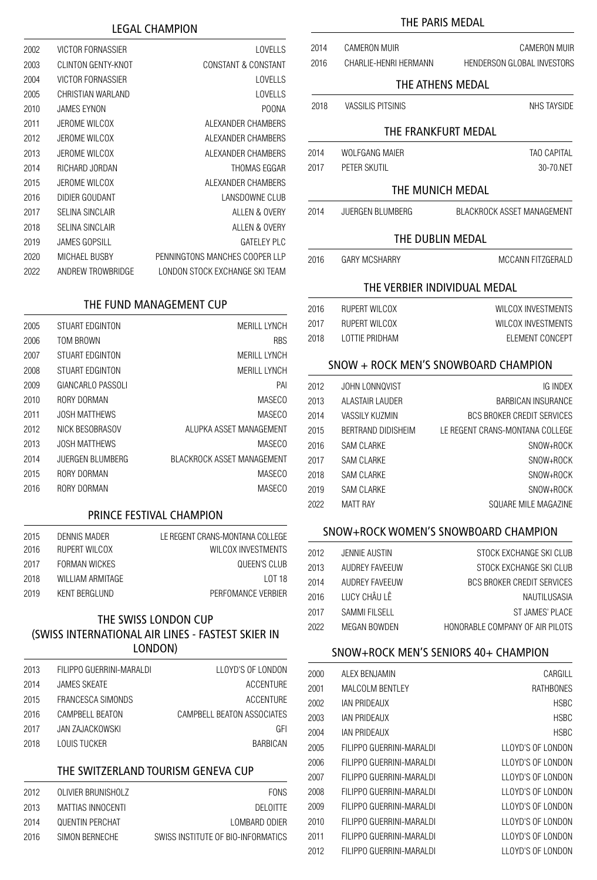## LEGAL CHAMPION

| | | |
|---|---|---|
| 2002 | VICTOR FORNASSIER | LOVELLS |
| 2003 | CLINTON GENTY-KNOT | CONSTANT & CONSTANT |
| 2004 | VICTOR FORNASSIER | LOVELLS |
| 2005 | CHRISTIAN WARLAND | LOVELLS |
| 2010 | JAMES EYNON | POONA |
| 2011 | JEROME WILCOX | ALEXANDER CHAMBERS |
| 2012 | JEROME WILCOX | ALEXANDER CHAMBERS |
| 2013 | JEROME WILCOX | ALEXANDER CHAMBERS |
| 2014 | RICHARD JORDAN | THOMAS EGGAR |
| 2015 | JEROME WILCOX | ALEXANDER CHAMBERS |
| 2016 | DIDIER GOUDANT | LANSDOWNE CLUB |
| 2017 | SELINA SINCLAIR | ALLEN & OVERY |
| 2018 | SELINA SINCLAIR | ALLEN & OVERY |
| 2019 | JAMES GOPSILL | GATELEY PLC |
| 2020 | MICHAEL BUSBY | PENNINGTONS MANCHES COOPER LLP |
| 2022 | ANDREW TROWBRIDGE | LONDON STOCK EXCHANGE SKI TEAM |

## THE FUND MANAGEMENT CUP

| | | |
|---|---|---|
| 2005 | STUART EDGINTON | MERILL LYNCH |
| 2006 | TOM BROWN | RBS |
| 2007 | STUART EDGINTON | MERILL LYNCH |
| 2008 | STUART EDGINTON | MERILL LYNCH |
| 2009 | GIANCARLO PASSOLI | PAI |
| 2010 | RORY DORMAN | MASECO |
| 2011 | JOSH MATTHEWS | MASECO |
| 2012 | NICK BESOBRASOV | ALUPKA ASSET MANAGEMENT |
| 2013 | JOSH MATTHEWS | MASECO |
| 2014 | JUERGEN BLUMBERG | BLACKROCK ASSET MANAGEMENT |
| 2015 | RORY DORMAN | MASECO |
| 2016 | RORY DORMAN | MASECO |

## PRINCE FESTIVAL CHAMPION

| | | |
|---|---|---|
| 2015 | DENNIS MADER | LE REGENT CRANS-MONTANA COLLEGE |
| 2016 | RUPERT WILCOX | WILCOX INVESTMENTS |
| 2017 | FORMAN WICKES | QUEEN'S CLUB |
| 2018 | WILLIAM ARMITAGE | LOT 18 |
| 2019 | KENT BERGLUND | PERFOMANCE VERBIER |

## THE SWISS LONDON CUP (SWISS INTERNATIONAL AIR LINES - FASTEST SKIER IN LONDON)

| | | |
|---|---|---|
| 2013 | FILIPPO GUERRINI-MARALDI | LLOYD'S OF LONDON |
| 2014 | JAMES SKEATE | ACCENTURE |
| 2015 | FRANCESCA SIMONDS | ACCENTURE |
| 2016 | CAMPBELL BEATON | CAMPBELL BEATON ASSOCIATES |
| 2017 | JAN ZAJACKOWSKI | GFI |
| 2018 | LOUIS TUCKER | BARBICAN |

## THE SWITZERLAND TOURISM GENEVA CUP

| | | |
|---|---|---|
| 2012 | OLIVIER BRUNISHOLZ | FONS |
| 2013 | MATTIAS INNOCENTI | DELOITTE |
| 2014 | QUENTIN PERCHAT | LOMBARD ODIER |
| 2016 | SIMON BERNECHE | SWISS INSTITUTE OF BIO-INFORMATICS |

## THE PARIS MEDAL

| | | |
|---|---|---|
| 2014 | CAMERON MUIR | CAMERON MUIR |
| 2016 | CHARLIE-HENRI HERMANN | HENDERSON GLOBAL INVESTORS |

## THE ATHENS MEDAL

| | | |
|---|---|---|
| 2018 | VASSILIS PITSINIS | NHS TAYSIDE |

## THE FRANKFURT MEDAL

| | | |
|---|---|---|
| 2014 | WOLFGANG MAIER | TAO CAPITAL |
| 2017 | PETER SKUTIL | 30-70.NET |

## THE MUNICH MEDAL

| | | |
|---|---|---|
| 2014 | JUERGEN BLUMBERG | BLACKROCK ASSET MANAGEMENT |

## THE DUBLIN MEDAL

| | | |
|---|---|---|
| 2016 | GARY MCSHARRY | MCCANN FITZGERALD |

## THE VERBIER INDIVIDUAL MEDAL

| | | |
|---|---|---|
| 2016 | RUPERT WILCOX | WILCOX INVESTMENTS |
| 2017 | RUPERT WILCOX | WILCOX INVESTMENTS |
| 2018 | LOTTIE PRIDHAM | ELEMENT CONCEPT |

## SNOW + ROCK MEN'S SNOWBOARD CHAMPION

| | | |
|---|---|---|
| 2012 | JOHN LONNQVIST | IG INDEX |
| 2013 | ALASTAIR LAUDER | BARBICAN INSURANCE |
| 2014 | VASSILY KUZMIN | BCS BROKER CREDIT SERVICES |
| 2015 | BERTRAND DIDISHEIM | LE REGENT CRANS-MONTANA COLLEGE |
| 2016 | SAM CLARKE | SNOW+ROCK |
| 2017 | SAM CLARKE | SNOW+ROCK |
| 2018 | SAM CLARKE | SNOW+ROCK |
| 2019 | SAM CLARKE | SNOW+ROCK |
| 2022 | MATT RAY | SQUARE MILE MAGAZINE |

## SNOW+ROCK WOMEN'S SNOWBOARD CHAMPION

| | | |
|---|---|---|
| 2012 | JENNIE AUSTIN | STOCK EXCHANGE SKI CLUB |
| 2013 | AUDREY FAVEEUW | STOCK EXCHANGE SKI CLUB |
| 2014 | AUDREY FAVEEUW | BCS BROKER CREDIT SERVICES |
| 2016 | LUCY CHÂU LÊ | NAUTILUSASIA |
| 2017 | SAMMI FILSELL | ST JAMES' PLACE |
| 2022 | MEGAN BOWDEN | HONORABLE COMPANY OF AIR PILOTS |

## SNOW+ROCK MEN'S SENIORS 40+ CHAMPION

| | | |
|---|---|---|
| 2000 | ALEX BENJAMIN | CARGILL |
| 2001 | MALCOLM BENTLEY | RATHBONES |
| 2002 | IAN PRIDEAUX | HSBC |
| 2003 | IAN PRIDEAUX | HSBC |
| 2004 | IAN PRIDEAUX | HSBC |
| 2005 | FILIPPO GUERRINI-MARALDI | LLOYD'S OF LONDON |
| 2006 | FILIPPO GUERRINI-MARALDI | LLOYD'S OF LONDON |
| 2007 | FILIPPO GUERRINI-MARALDI | LLOYD'S OF LONDON |
| 2008 | FILIPPO GUERRINI-MARALDI | LLOYD'S OF LONDON |
| 2009 | FILIPPO GUERRINI-MARALDI | LLOYD'S OF LONDON |
| 2010 | FILIPPO GUERRINI-MARALDI | LLOYD'S OF LONDON |
| 2011 | FILIPPO GUERRINI-MARALDI | LLOYD'S OF LONDON |
| 2012 | FILIPPO GUERRINI-MARALDI | LLOYD'S OF LONDON |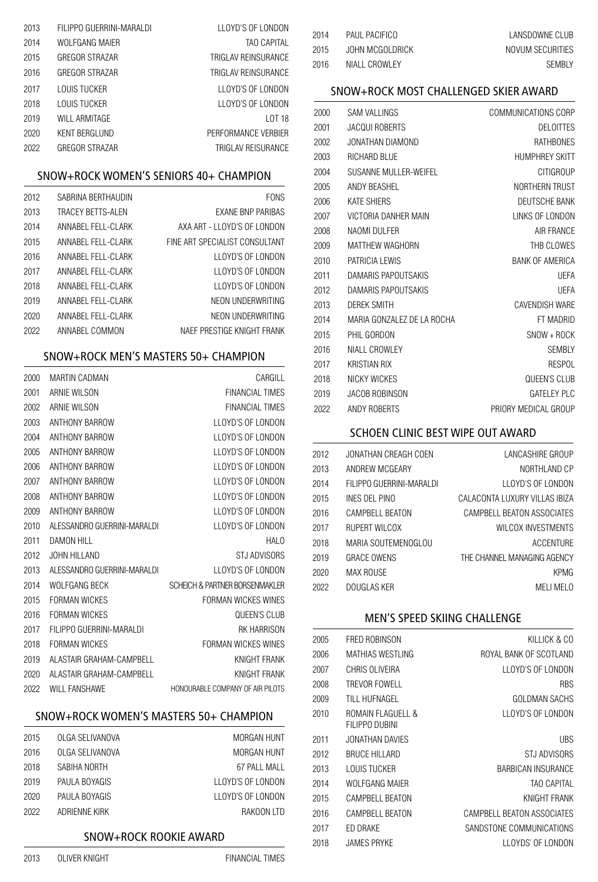| | | |
|---|---|---|
| 2013 | FILIPPO GUERRINI-MARALDI | LLOYD'S OF LONDON |
| 2014 | WOLFGANG MAIER | TAO CAPITAL |
| 2015 | GREGOR STRAZAR | TRIGLAV REINSURANCE |
| 2016 | GREGOR STRAZAR | TRIGLAV REINSURANCE |
| 2017 | LOUIS TUCKER | LLOYD'S OF LONDON |
| 2018 | LOUIS TUCKER | LLOYD'S OF LONDON |
| 2019 | WILL ARMITAGE | LOT 18 |
| 2020 | KENT BERGLUND | PERFORMANCE VERBIER |
| 2022 | GREGOR STRAZAR | TRIGLAV REISURANCE |

## SNOW+ROCK WOMEN'S SENIORS 40+ CHAMPION

| | | |
|---|---|---|
| 2012 | SABRINA BERTHAUDIN | FONS |
| 2013 | TRACEY BETTS-ALEN | EXANE BNP PARIBAS |
| 2014 | ANNABEL FELL-CLARK | AXA ART - LLOYD'S OF LONDON |
| 2015 | ANNABEL FELL-CLARK | FINE ART SPECIALIST CONSULTANT |
| 2016 | ANNABEL FELL-CLARK | LLOYD'S OF LONDON |
| 2017 | ANNABEL FELL-CLARK | LLOYD'S OF LONDON |
| 2018 | ANNABEL FELL-CLARK | LLOYD'S OF LONDON |
| 2019 | ANNABEL FELL-CLARK | NEON UNDERWRITING |
| 2020 | ANNABEL FELL-CLARK | NEON UNDERWRITING |
| 2022 | ANNABEL COMMON | NAEF PRESTIGE KNIGHT FRANK |

## SNOW+ROCK MEN'S MASTERS 50+ CHAMPION

| | | |
|---|---|---|
| 2000 | MARTIN CADMAN | CARGILL |
| 2001 | ARNIE WILSON | FINANCIAL TIMES |
| 2002 | ARNIE WILSON | FINANCIAL TIMES |
| 2003 | ANTHONY BARROW | LLOYD'S OF LONDON |
| 2004 | ANTHONY BARROW | LLOYD'S OF LONDON |
| 2005 | ANTHONY BARROW | LLOYD'S OF LONDON |
| 2006 | ANTHONY BARROW | LLOYD'S OF LONDON |
| 2007 | ANTHONY BARROW | LLOYD'S OF LONDON |
| 2008 | ANTHONY BARROW | LLOYD'S OF LONDON |
| 2009 | ANTHONY BARROW | LLOYD'S OF LONDON |
| 2010 | ALESSANDRO GUERRINI-MARALDI | LLOYD'S OF LONDON |
| 2011 | DAMON HILL | HALO |
| 2012 | JOHN HILLAND | STJ ADVISORS |
| 2013 | ALESSANDRO GUERRINI-MARALDI | LLOYD'S OF LONDON |
| 2014 | WOLFGANG BECK | SCHEICH & PARTNER BORSENMAKLER |
| 2015 | FORMAN WICKES | FORMAN WICKES WINES |
| 2016 | FORMAN WICKES | QUEEN'S CLUB |
| 2017 | FILIPPO GUERRINI-MARALDI | RK HARRISON |
| 2018 | FORMAN WICKES | FORMAN WICKES WINES |
| 2019 | ALASTAIR GRAHAM-CAMPBELL | KNIGHT FRANK |
| 2020 | ALASTAIR GRAHAM-CAMPBELL | KNIGHT FRANK |
| 2022 | WILL FANSHAWE | HONOURABLE COMPANY OF AIR PILOTS |

## SNOW+ROCK WOMEN'S MASTERS 50+ CHAMPION

| | | |
|---|---|---|
| 2015 | OLGA SELIVANOVA | MORGAN HUNT |
| 2016 | OLGA SELIVANOVA | MORGAN HUNT |
| 2018 | SABIHA NORTH | 67 PALL MALL |
| 2019 | PAULA BOYAGIS | LLOYD'S OF LONDON |
| 2020 | PAULA BOYAGIS | LLOYD'S OF LONDON |
| 2022 | ADRIENNE KIRK | RAKOON LTD |

## SNOW+ROCK ROOKIE AWARD

| | | |
|---|---|---|
| 2013 | OLIVER KNIGHT | FINANCIAL TIMES |
| 2014 | PAUL PACIFICO | LANSDOWNE CLUB |
| 2015 | JOHN MCGOLDRICK | NOVUM SECURITIES |
| 2016 | NIALL CROWLEY | SEMBLY |

## SNOW+ROCK MOST CHALLENGED SKIER AWARD

| | | |
|---|---|---|
| 2000 | SAM VALLINGS | COMMUNICATIONS CORP |
| 2001 | JACQUI ROBERTS | DELOITTES |
| 2002 | JONATHAN DIAMOND | RATHBONES |
| 2003 | RICHARD BLUE | HUMPHREY SKITT |
| 2004 | SUSANNE MULLER-WEIFEL | CITIGROUP |
| 2005 | ANDY BEASHEL | NORTHERN TRUST |
| 2006 | KATE SHIERS | DEUTSCHE BANK |
| 2007 | VICTORIA DANHER MAIN | LINKS OF LONDON |
| 2008 | NAOMI DULFER | AIR FRANCE |
| 2009 | MATTHEW WAGHORN | THB CLOWES |
| 2010 | PATRICIA LEWIS | BANK OF AMERICA |
| 2011 | DAMARIS PAPOUTSAKIS | UEFA |
| 2012 | DAMARIS PAPOUTSAKIS | UEFA |
| 2013 | DEREK SMITH | CAVENDISH WARE |
| 2014 | MARIA GONZALEZ DE LA ROCHA | FT MADRID |
| 2015 | PHIL GORDON | SNOW + ROCK |
| 2016 | NIALL CROWLEY | SEMBLY |
| 2017 | KRISTIAN RIX | RESPOL |
| 2018 | NICKY WICKES | QUEEN'S CLUB |
| 2019 | JACOB ROBINSON | GATELEY PLC |
| 2022 | ANDY ROBERTS | PRIORY MEDICAL GROUP |

## SCHOEN CLINIC BEST WIPE OUT AWARD

| | | |
|---|---|---|
| 2012 | JONATHAN CREAGH COEN | LANCASHIRE GROUP |
| 2013 | ANDREW MCGEARY | NORTHLAND CP |
| 2014 | FILIPPO GUERRINI-MARALDI | LLOYD'S OF LONDON |
| 2015 | INES DEL PINO | CALACONTA LUXURY VILLAS IBIZA |
| 2016 | CAMPBELL BEATON | CAMPBELL BEATON ASSOCIATES |
| 2017 | RUPERT WILCOX | WILCOX INVESTMENTS |
| 2018 | MARIA SOUTEMENOGLOU | ACCENTURE |
| 2019 | GRACE OWENS | THE CHANNEL MANAGING AGENCY |
| 2020 | MAX ROUSE | KPMG |
| 2022 | DOUGLAS KER | MELI MELO |

## MEN'S SPEED SKIING CHALLENGE

| | | |
|---|---|---|
| 2005 | FRED ROBINSON | KILLICK & CO |
| 2006 | MATHIAS WESTLING | ROYAL BANK OF SCOTLAND |
| 2007 | CHRIS OLIVEIRA | LLOYD'S OF LONDON |
| 2008 | TREVOR FOWELL | RBS |
| 2009 | TILL HUFNAGEL | GOLDMAN SACHS |
| 2010 | ROMAIN FLAGUELL & FILIPPO DUBINI | LLOYD'S OF LONDON |
| 2011 | JONATHAN DAVIES | UBS |
| 2012 | BRUCE HILLARD | STJ ADVISORS |
| 2013 | LOUIS TUCKER | BARBICAN INSURANCE |
| 2014 | WOLFGANG MAIER | TAO CAPITAL |
| 2015 | CAMPBELL BEATON | KNIGHT FRANK |
| 2016 | CAMPBELL BEATON | CAMPBELL BEATON ASSOCIATES |
| 2017 | ED DRAKE | SANDSTONE COMMUNICATIONS |
| 2018 | JAMES PRYKE | LLOYDS' OF LONDON |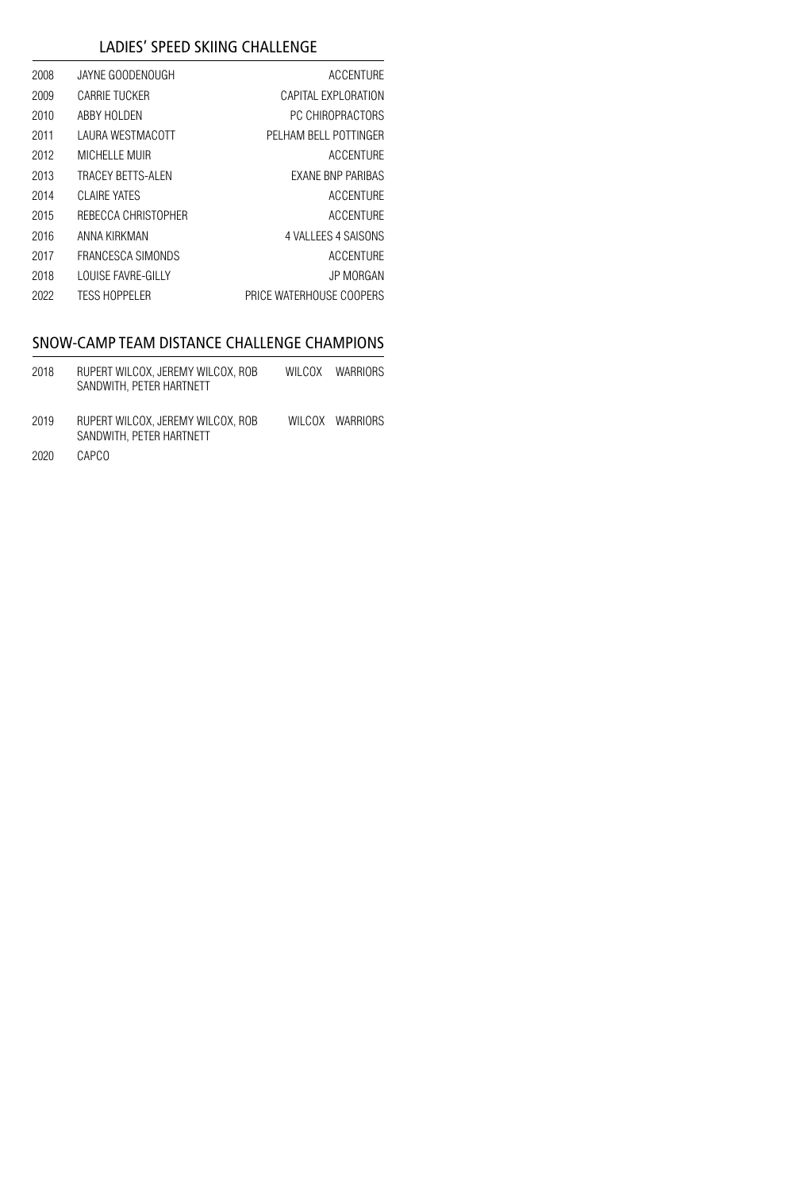## LADIES' SPEED SKIING CHALLENGE

| | | |
|---|---|---|
| 2008 | JAYNE GOODENOUGH | ACCENTURE |
| 2009 | CARRIE TUCKER | CAPITAL EXPLORATION |
| 2010 | ABBY HOLDEN | PC CHIROPRACTORS |
| 2011 | LAURA WESTMACOTT | PELHAM BELL POTTINGER |
| 2012 | MICHELLE MUIR | ACCENTURE |
| 2013 | TRACEY BETTS-ALEN | EXANE BNP PARIBAS |
| 2014 | CLAIRE YATES | ACCENTURE |
| 2015 | REBECCA CHRISTOPHER | ACCENTURE |
| 2016 | ANNA KIRKMAN | 4 VALLEES 4 SAISONS |
| 2017 | FRANCESCA SIMONDS | ACCENTURE |
| 2018 | LOUISE FAVRE-GILLY | JP MORGAN |
| 2022 | TESS HOPPELER | PRICE WATERHOUSE COOPERS |

## SNOW-CAMP TEAM DISTANCE CHALLENGE CHAMPIONS

| | | |
|---|---|---|
| 2018 | RUPERT WILCOX, JEREMY WILCOX, ROB SANDWITH, PETER HARTNETT | WILCOX WARRIORS |
| 2019 | RUPERT WILCOX, JEREMY WILCOX, ROB SANDWITH, PETER HARTNETT | WILCOX WARRIORS |
| 2020 | CAPCO | |